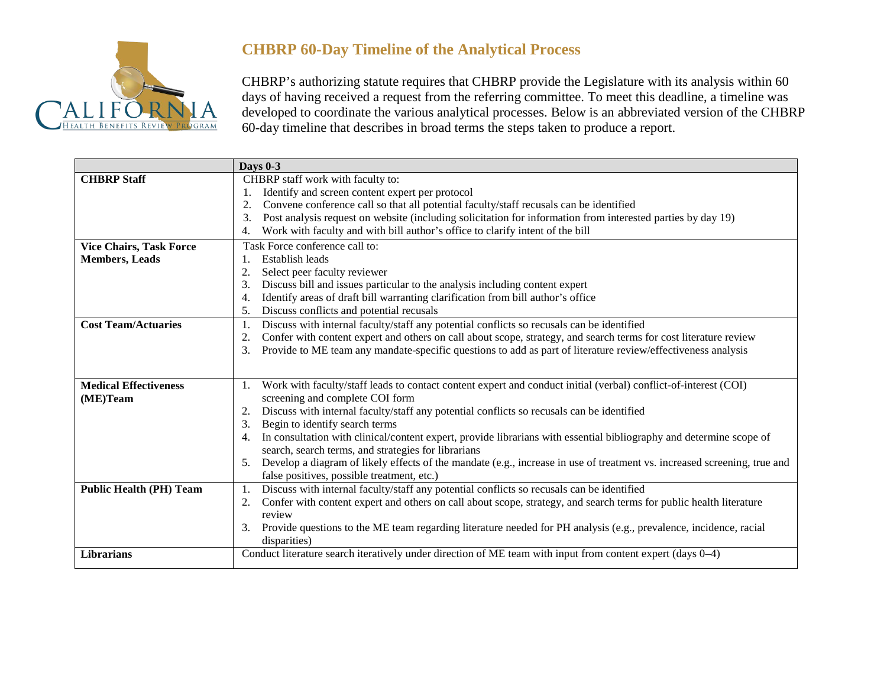# CHBRP 60-Day Timeline of the Analytical Process

CHBRP's authorizing statute requires that CHBRP provide the Legislature with its analysis within 60 days of having received a request from the referring committee. To meet this deadline, a timeline was developed to coordinate the various analytical processes. Below is an abbreviated version of the CHBRP 60-day timeline that describes in broad terms the steps taken to produce a report.

| | Days 0-3 |
|---|---|
| **CHBRP Staff** | CHBRP staff work with faculty to:<br>1. Identify and screen content expert per protocol<br>2. Convene conference call so that all potential faculty/staff recusals can be identified<br>3. Post analysis request on website (including solicitation for information from interested parties by day 19)<br>4. Work with faculty and with bill author's office to clarify intent of the bill |
| **Vice Chairs, Task Force Members, Leads** | Task Force conference call to:<br>1. Establish leads<br>2. Select peer faculty reviewer<br>3. Discuss bill and issues particular to the analysis including content expert<br>4. Identify areas of draft bill warranting clarification from bill author's office<br>5. Discuss conflicts and potential recusals |
| **Cost Team/Actuaries** | 1. Discuss with internal faculty/staff any potential conflicts so recusals can be identified<br>2. Confer with content expert and others on call about scope, strategy, and search terms for cost literature review<br>3. Provide to ME team any mandate-specific questions to add as part of literature review/effectiveness analysis |
| **Medical Effectiveness (ME)Team** | 1. Work with faculty/staff leads to contact content expert and conduct initial (verbal) conflict-of-interest (COI) screening and complete COI form<br>2. Discuss with internal faculty/staff any potential conflicts so recusals can be identified<br>3. Begin to identify search terms<br>4. In consultation with clinical/content expert, provide librarians with essential bibliography and determine scope of search, search terms, and strategies for librarians<br>5. Develop a diagram of likely effects of the mandate (e.g., increase in use of treatment vs. increased screening, true and false positives, possible treatment, etc.) |
| **Public Health (PH) Team** | 1. Discuss with internal faculty/staff any potential conflicts so recusals can be identified<br>2. Confer with content expert and others on call about scope, strategy, and search terms for public health literature review<br>3. Provide questions to the ME team regarding literature needed for PH analysis (e.g., prevalence, incidence, racial disparities) |
| **Librarians** | Conduct literature search iteratively under direction of ME team with input from content expert (days 0–4) |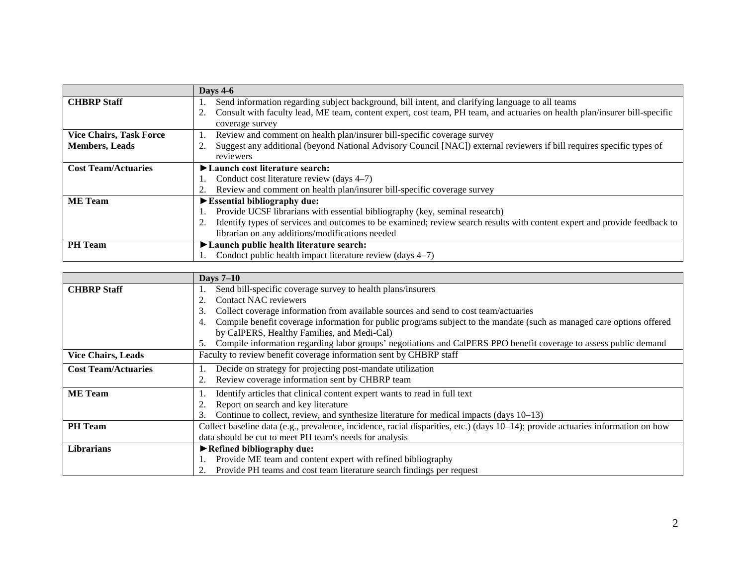| | Days 4-6 |
|---|---|
| **CHBRP Staff** | 1. Send information regarding subject background, bill intent, and clarifying language to all teams<br>2. Consult with faculty lead, ME team, content expert, cost team, PH team, and actuaries on health plan/insurer bill-specific coverage survey |
| **Vice Chairs, Task Force Members, Leads** | 1. Review and comment on health plan/insurer bill-specific coverage survey<br>2. Suggest any additional (beyond National Advisory Council [NAC]) external reviewers if bill requires specific types of reviewers |
| **Cost Team/Actuaries** | **►Launch cost literature search:**<br>1. Conduct cost literature review (days 4–7)<br>2. Review and comment on health plan/insurer bill-specific coverage survey |
| **ME Team** | **►Essential bibliography due:**<br>1. Provide UCSF librarians with essential bibliography (key, seminal research)<br>2. Identify types of services and outcomes to be examined; review search results with content expert and provide feedback to librarian on any additions/modifications needed |
| **PH Team** | **►Launch public health literature search:**<br>1. Conduct public health impact literature review (days 4–7) |

| | Days 7–10 |
|---|---|
| **CHBRP Staff** | 1. Send bill-specific coverage survey to health plans/insurers<br>2. Contact NAC reviewers<br>3. Collect coverage information from available sources and send to cost team/actuaries<br>4. Compile benefit coverage information for public programs subject to the mandate (such as managed care options offered by CalPERS, Healthy Families, and Medi-Cal)<br>5. Compile information regarding labor groups' negotiations and CalPERS PPO benefit coverage to assess public demand |
| **Vice Chairs, Leads** | Faculty to review benefit coverage information sent by CHBRP staff |
| **Cost Team/Actuaries** | 1. Decide on strategy for projecting post-mandate utilization<br>2. Review coverage information sent by CHBRP team |
| **ME Team** | 1. Identify articles that clinical content expert wants to read in full text<br>2. Report on search and key literature<br>3. Continue to collect, review, and synthesize literature for medical impacts (days 10–13) |
| **PH Team** | Collect baseline data (e.g., prevalence, incidence, racial disparities, etc.) (days 10–14); provide actuaries information on how data should be cut to meet PH team's needs for analysis |
| **Librarians** | **►Refined bibliography due:**<br>1. Provide ME team and content expert with refined bibliography<br>2. Provide PH teams and cost team literature search findings per request |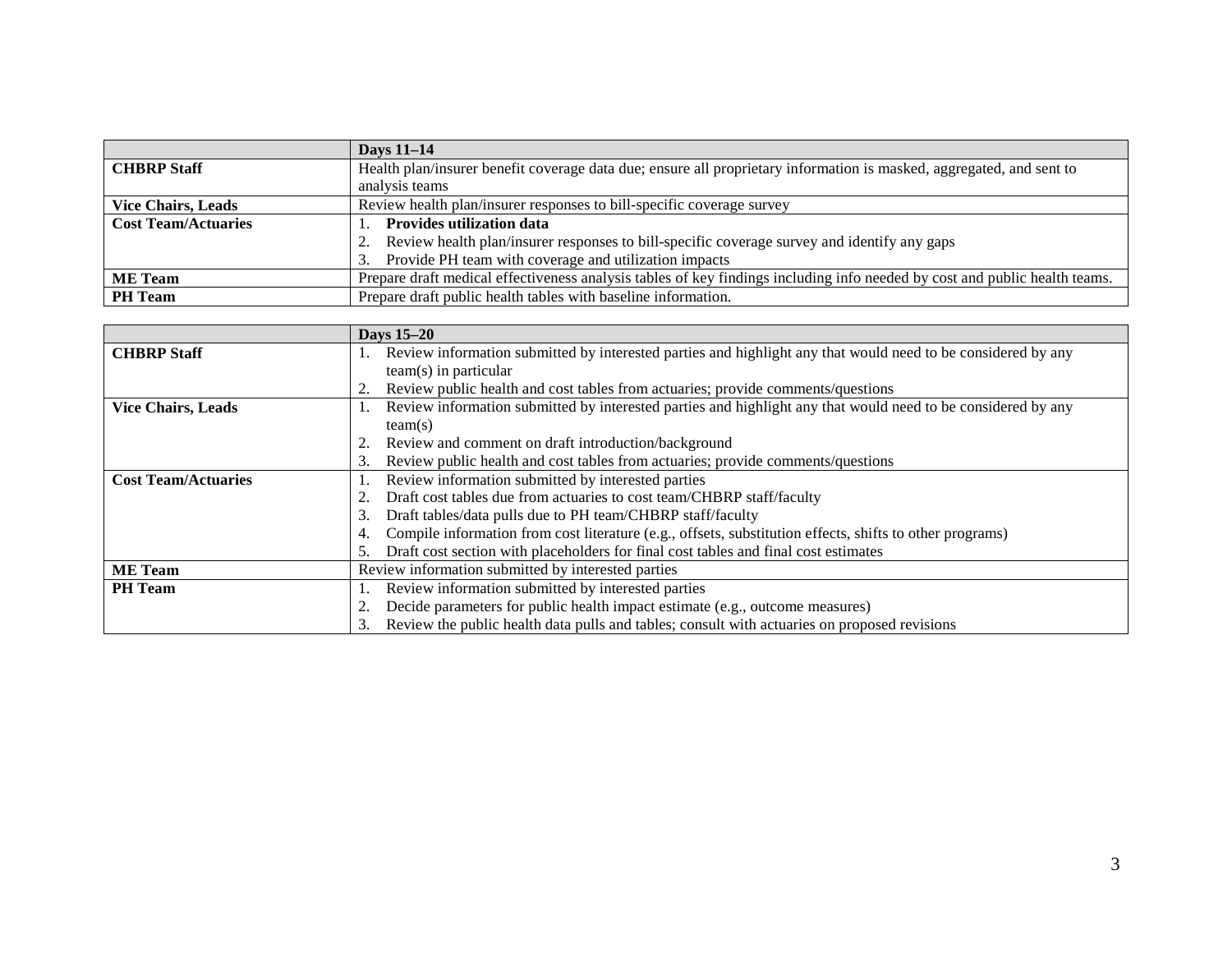| | Days 11–14 |
|---|---|
| **CHBRP Staff** | Health plan/insurer benefit coverage data due; ensure all proprietary information is masked, aggregated, and sent to analysis teams |
| **Vice Chairs, Leads** | Review health plan/insurer responses to bill-specific coverage survey |
| **Cost Team/Actuaries** | 1. **Provides utilization data**<br>2. Review health plan/insurer responses to bill-specific coverage survey and identify any gaps<br>3. Provide PH team with coverage and utilization impacts |
| **ME Team** | Prepare draft medical effectiveness analysis tables of key findings including info needed by cost and public health teams. |
| **PH Team** | Prepare draft public health tables with baseline information. |

| | Days 15–20 |
|---|---|
| **CHBRP Staff** | 1. Review information submitted by interested parties and highlight any that would need to be considered by any team(s) in particular<br>2. Review public health and cost tables from actuaries; provide comments/questions |
| **Vice Chairs, Leads** | 1. Review information submitted by interested parties and highlight any that would need to be considered by any team(s)<br>2. Review and comment on draft introduction/background<br>3. Review public health and cost tables from actuaries; provide comments/questions |
| **Cost Team/Actuaries** | 1. Review information submitted by interested parties<br>2. Draft cost tables due from actuaries to cost team/CHBRP staff/faculty<br>3. Draft tables/data pulls due to PH team/CHBRP staff/faculty<br>4. Compile information from cost literature (e.g., offsets, substitution effects, shifts to other programs)<br>5. Draft cost section with placeholders for final cost tables and final cost estimates |
| **ME Team** | Review information submitted by interested parties |
| **PH Team** | 1. Review information submitted by interested parties<br>2. Decide parameters for public health impact estimate (e.g., outcome measures)<br>3. Review the public health data pulls and tables; consult with actuaries on proposed revisions |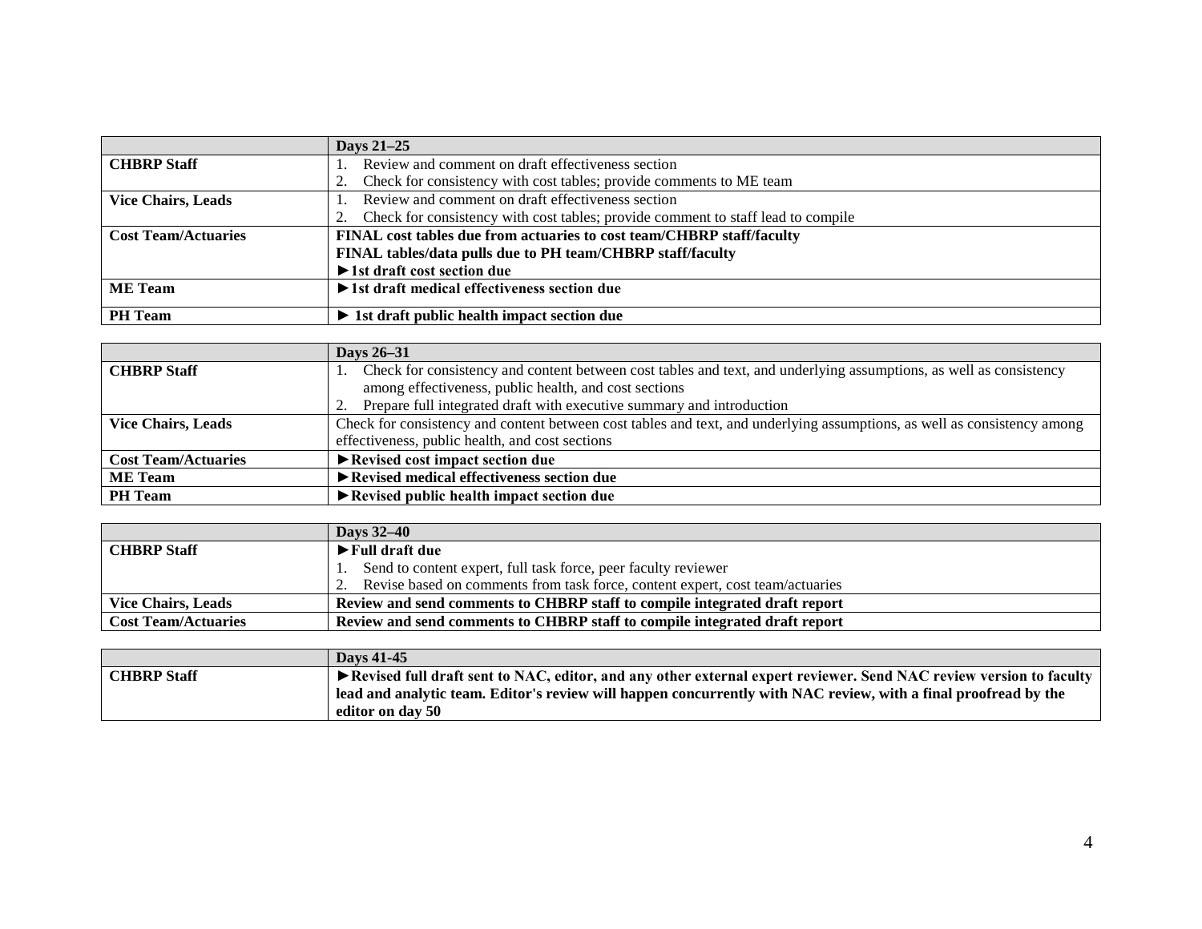| | Days 21–25 |
|---|---|
| **CHBRP Staff** | 1. Review and comment on draft effectiveness section<br>2. Check for consistency with cost tables; provide comments to ME team |
| **Vice Chairs, Leads** | 1. Review and comment on draft effectiveness section<br>2. Check for consistency with cost tables; provide comment to staff lead to compile |
| **Cost Team/Actuaries** | **FINAL cost tables due from actuaries to cost team/CHBRP staff/faculty**<br>**FINAL tables/data pulls due to PH team/CHBRP staff/faculty**<br>**►1st draft cost section due** |
| **ME Team** | **►1st draft medical effectiveness section due** |
| **PH Team** | **► 1st draft public health impact section due** |

| | Days 26–31 |
|---|---|
| **CHBRP Staff** | 1. Check for consistency and content between cost tables and text, and underlying assumptions, as well as consistency among effectiveness, public health, and cost sections<br>2. Prepare full integrated draft with executive summary and introduction |
| **Vice Chairs, Leads** | Check for consistency and content between cost tables and text, and underlying assumptions, as well as consistency among effectiveness, public health, and cost sections |
| **Cost Team/Actuaries** | **►Revised cost impact section due** |
| **ME Team** | **►Revised medical effectiveness section due** |
| **PH Team** | **►Revised public health impact section due** |

| | Days 32–40 |
|---|---|
| **CHBRP Staff** | **►Full draft due**<br>1. Send to content expert, full task force, peer faculty reviewer<br>2. Revise based on comments from task force, content expert, cost team/actuaries |
| **Vice Chairs, Leads** | **Review and send comments to CHBRP staff to compile integrated draft report** |
| **Cost Team/Actuaries** | **Review and send comments to CHBRP staff to compile integrated draft report** |

| | Days 41-45 |
|---|---|
| **CHBRP Staff** | **►Revised full draft sent to NAC, editor, and any other external expert reviewer. Send NAC review version to faculty lead and analytic team. Editor's review will happen concurrently with NAC review, with a final proofread by the editor on day 50** |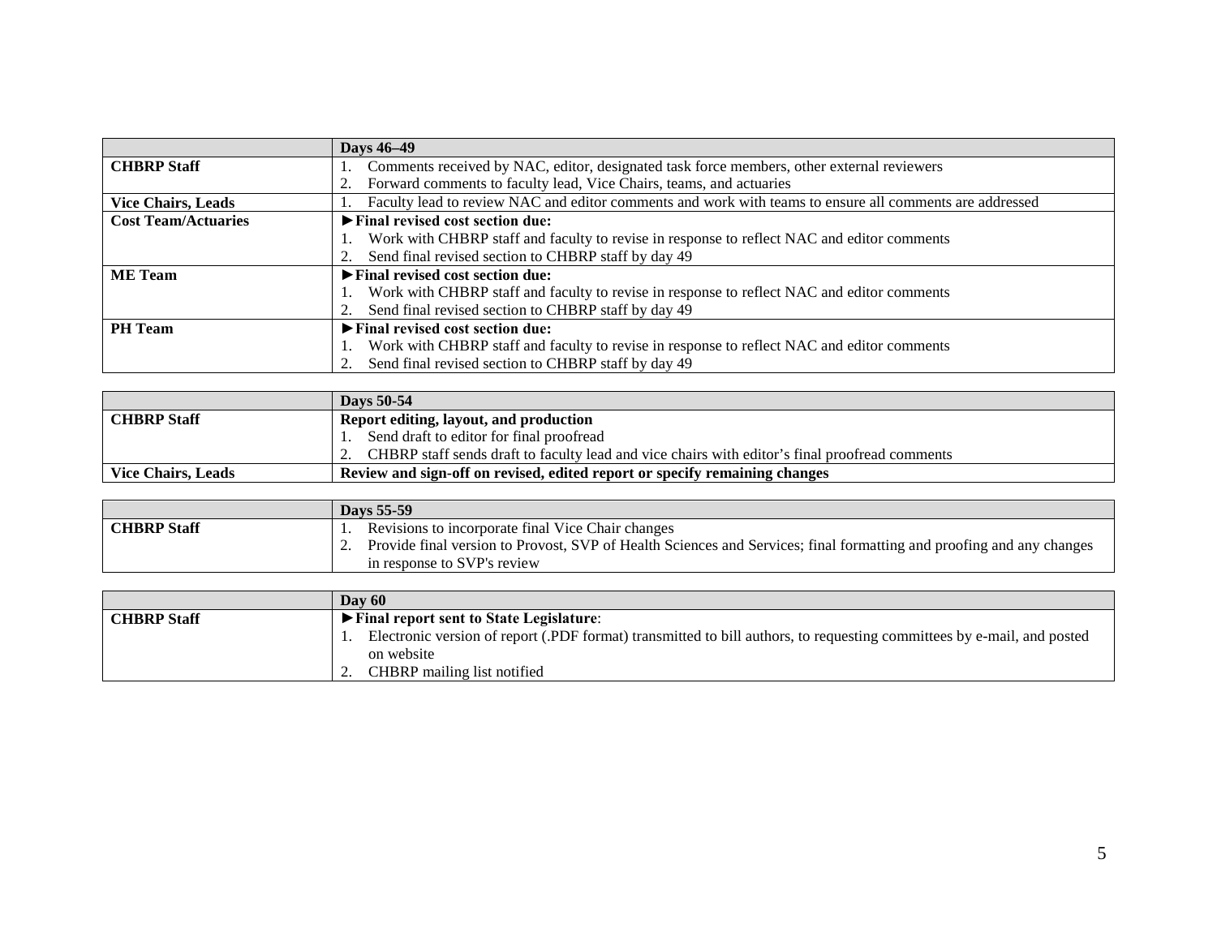| | Days 46–49 |
|---|---|
| **CHBRP Staff** | 1. Comments received by NAC, editor, designated task force members, other external reviewers<br>2. Forward comments to faculty lead, Vice Chairs, teams, and actuaries |
| **Vice Chairs, Leads** | 1. Faculty lead to review NAC and editor comments and work with teams to ensure all comments are addressed |
| **Cost Team/Actuaries** | **►Final revised cost section due:**<br>1. Work with CHBRP staff and faculty to revise in response to reflect NAC and editor comments<br>2. Send final revised section to CHBRP staff by day 49 |
| **ME Team** | **►Final revised cost section due:**<br>1. Work with CHBRP staff and faculty to revise in response to reflect NAC and editor comments<br>2. Send final revised section to CHBRP staff by day 49 |
| **PH Team** | **►Final revised cost section due:**<br>1. Work with CHBRP staff and faculty to revise in response to reflect NAC and editor comments<br>2. Send final revised section to CHBRP staff by day 49 |

| | Days 50-54 |
|---|---|
| **CHBRP Staff** | **Report editing, layout, and production**<br>1. Send draft to editor for final proofread<br>2. CHBRP staff sends draft to faculty lead and vice chairs with editor's final proofread comments |
| **Vice Chairs, Leads** | **Review and sign-off on revised, edited report or specify remaining changes** |

| | Days 55-59 |
|---|---|
| **CHBRP Staff** | 1. Revisions to incorporate final Vice Chair changes<br>2. Provide final version to Provost, SVP of Health Sciences and Services; final formatting and proofing and any changes in response to SVP's review |

| | Day 60 |
|---|---|
| **CHBRP Staff** | **►Final report sent to State Legislature**:<br>1. Electronic version of report (.PDF format) transmitted to bill authors, to requesting committees by e-mail, and posted on website<br>2. CHBRP mailing list notified |